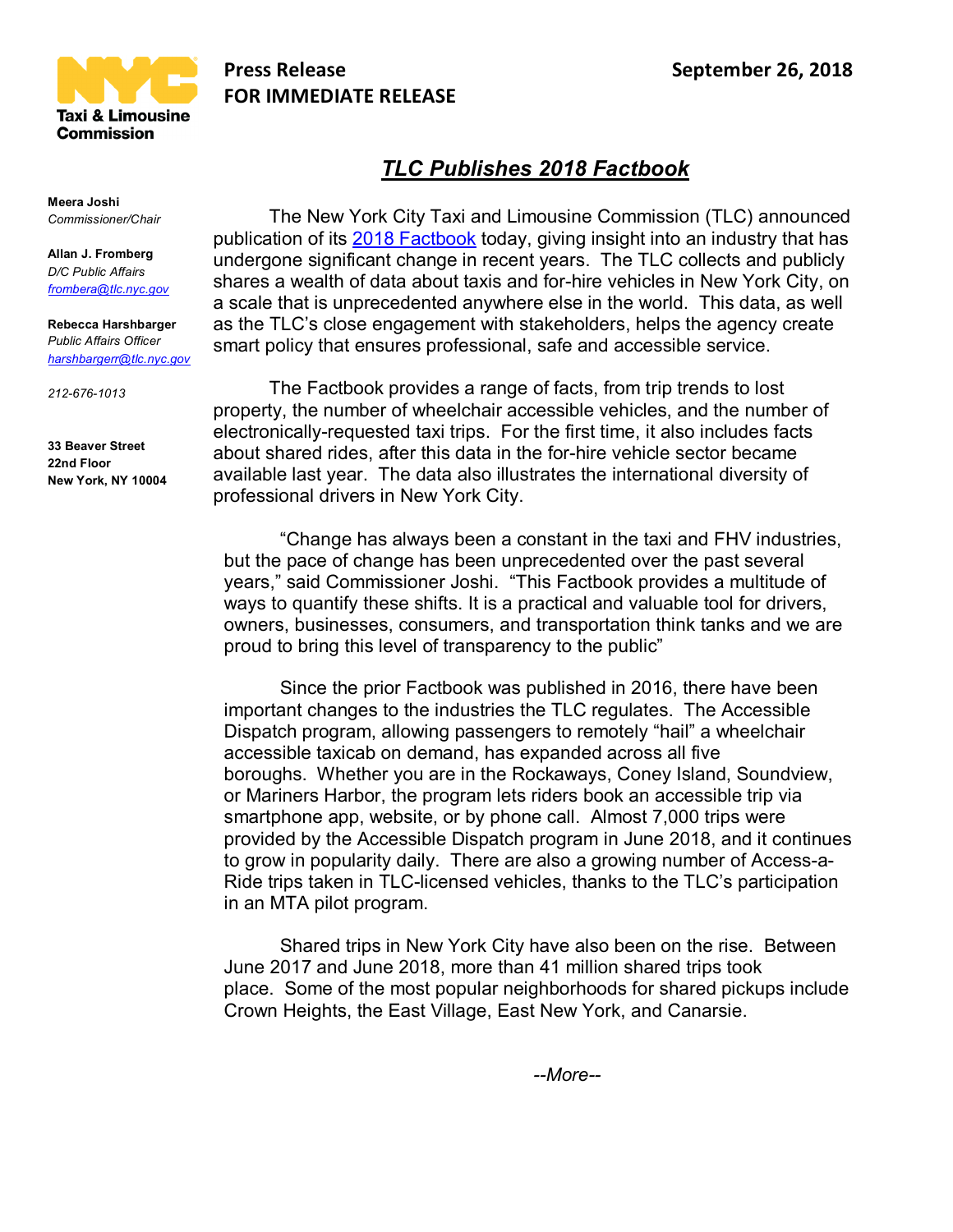**NYC Taxi & Limousine Commission**

**Press Release**
**FOR IMMEDIATE RELEASE**

**September 26, 2018**

**Meera Joshi**
*Commissioner/Chair*

**Allan J. Fromberg**
*D/C Public Affairs*
*frombera@tlc.nyc.gov*

**Rebecca Harshbarger**
*Public Affairs Officer*
*harshbargerr@tlc.nyc.gov*

*212-676-1013*

**33 Beaver Street**
**22nd Floor**
**New York, NY 10004**

# *TLC Publishes 2018 Factbook*

The New York City Taxi and Limousine Commission (TLC) announced publication of its [2018 Factbook] today, giving insight into an industry that has undergone significant change in recent years. The TLC collects and publicly shares a wealth of data about taxis and for-hire vehicles in New York City, on a scale that is unprecedented anywhere else in the world. This data, as well as the TLC's close engagement with stakeholders, helps the agency create smart policy that ensures professional, safe and accessible service.

The Factbook provides a range of facts, from trip trends to lost property, the number of wheelchair accessible vehicles, and the number of electronically-requested taxi trips. For the first time, it also includes facts about shared rides, after this data in the for-hire vehicle sector became available last year. The data also illustrates the international diversity of professional drivers in New York City.

"Change has always been a constant in the taxi and FHV industries, but the pace of change has been unprecedented over the past several years," said Commissioner Joshi. "This Factbook provides a multitude of ways to quantify these shifts. It is a practical and valuable tool for drivers, owners, businesses, consumers, and transportation think tanks and we are proud to bring this level of transparency to the public"

Since the prior Factbook was published in 2016, there have been important changes to the industries the TLC regulates. The Accessible Dispatch program, allowing passengers to remotely "hail" a wheelchair accessible taxicab on demand, has expanded across all five boroughs. Whether you are in the Rockaways, Coney Island, Soundview, or Mariners Harbor, the program lets riders book an accessible trip via smartphone app, website, or by phone call. Almost 7,000 trips were provided by the Accessible Dispatch program in June 2018, and it continues to grow in popularity daily. There are also a growing number of Access-a-Ride trips taken in TLC-licensed vehicles, thanks to the TLC's participation in an MTA pilot program.

Shared trips in New York City have also been on the rise. Between June 2017 and June 2018, more than 41 million shared trips took place. Some of the most popular neighborhoods for shared pickups include Crown Heights, the East Village, East New York, and Canarsie.

*--More--*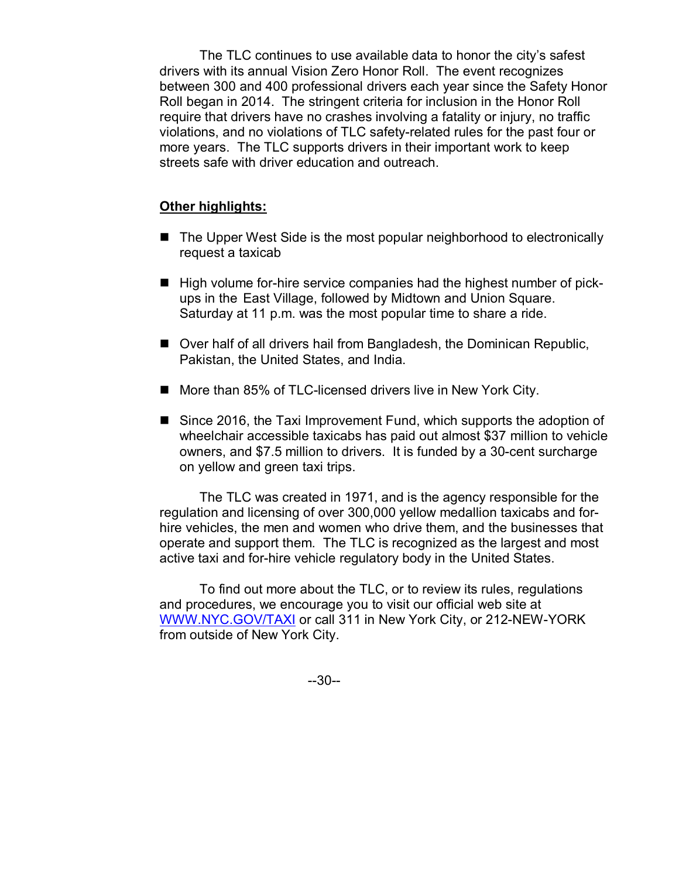The TLC continues to use available data to honor the city's safest drivers with its annual Vision Zero Honor Roll. The event recognizes between 300 and 400 professional drivers each year since the Safety Honor Roll began in 2014. The stringent criteria for inclusion in the Honor Roll require that drivers have no crashes involving a fatality or injury, no traffic violations, and no violations of TLC safety-related rules for the past four or more years. The TLC supports drivers in their important work to keep streets safe with driver education and outreach.

**Other highlights:**

- The Upper West Side is the most popular neighborhood to electronically request a taxicab
- High volume for-hire service companies had the highest number of pick-ups in the East Village, followed by Midtown and Union Square. Saturday at 11 p.m. was the most popular time to share a ride.
- Over half of all drivers hail from Bangladesh, the Dominican Republic, Pakistan, the United States, and India.
- More than 85% of TLC-licensed drivers live in New York City.
- Since 2016, the Taxi Improvement Fund, which supports the adoption of wheelchair accessible taxicabs has paid out almost $37 million to vehicle owners, and $7.5 million to drivers. It is funded by a 30-cent surcharge on yellow and green taxi trips.

The TLC was created in 1971, and is the agency responsible for the regulation and licensing of over 300,000 yellow medallion taxicabs and for-hire vehicles, the men and women who drive them, and the businesses that operate and support them. The TLC is recognized as the largest and most active taxi and for-hire vehicle regulatory body in the United States.

To find out more about the TLC, or to review its rules, regulations and procedures, we encourage you to visit our official web site at [WWW.NYC.GOV/TAXI](http://WWW.NYC.GOV/TAXI) or call 311 in New York City, or 212-NEW-YORK from outside of New York City.

--30--